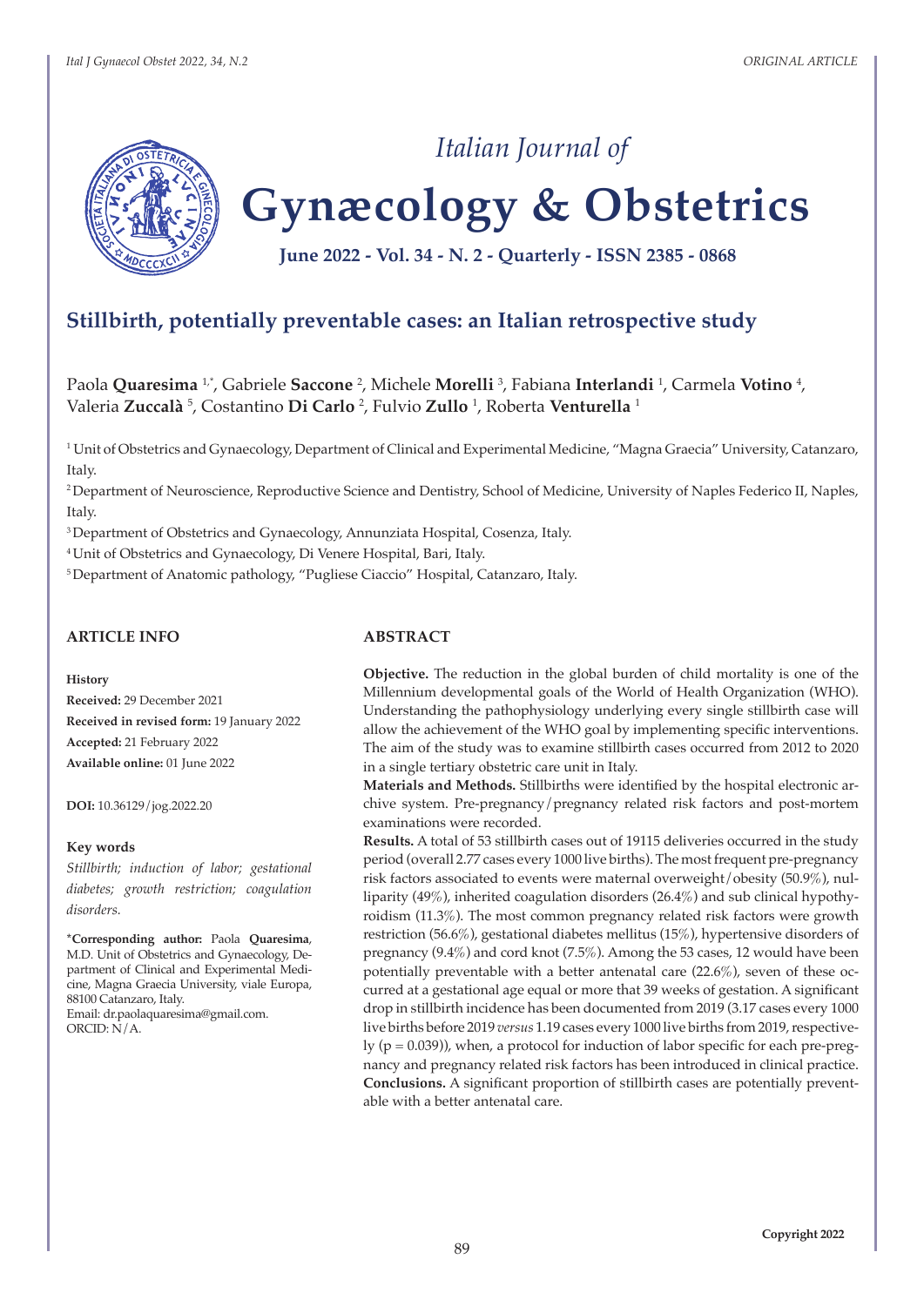# Stillbirth, potentially preventable cases: an Italian retrospective study

Paola **Quaresima** [1,*], Gabriele **Saccone** [2], Michele **Morelli** [3], Fabiana **Interlandi** [1], Carmela **Votino** [4], Valeria **Zuccalà** [5], Costantino **Di Carlo** [2], Fulvio **Zullo** [1], Roberta **Venturella** [1]

[1] Unit of Obstetrics and Gynaecology, Department of Clinical and Experimental Medicine, "Magna Graecia" University, Catanzaro, Italy.

[2] Department of Neuroscience, Reproductive Science and Dentistry, School of Medicine, University of Naples Federico II, Naples, Italy.

[3] Department of Obstetrics and Gynaecology, Annunziata Hospital, Cosenza, Italy.

[4] Unit of Obstetrics and Gynaecology, Di Venere Hospital, Bari, Italy.

[5] Department of Anatomic pathology, "Pugliese Ciaccio" Hospital, Catanzaro, Italy.

## ARTICLE INFO

**History**

**Received:** 29 December 2021

**Received in revised form:** 19 January 2022

**Accepted:** 21 February 2022

**Available online:** 01 June 2022

**DOI:** 10.36129/jog.2022.20

**Key words**

*Stillbirth; induction of labor; gestational diabetes; growth restriction; coagulation disorders.*

***Corresponding author:** Paola **Quaresima**, M.D. Unit of Obstetrics and Gynaecology, Department of Clinical and Experimental Medicine, Magna Graecia University, viale Europa, 88100 Catanzaro, Italy.
Email: dr.paolaquaresima@gmail.com.
ORCID: N/A.

## ABSTRACT

**Objective.** The reduction in the global burden of child mortality is one of the Millennium developmental goals of the World of Health Organization (WHO). Understanding the pathophysiology underlying every single stillbirth case will allow the achievement of the WHO goal by implementing specific interventions. The aim of the study was to examine stillbirth cases occurred from 2012 to 2020 in a single tertiary obstetric care unit in Italy.

**Materials and Methods.** Stillbirths were identified by the hospital electronic archive system. Pre-pregnancy/pregnancy related risk factors and post-mortem examinations were recorded.

**Results.** A total of 53 stillbirth cases out of 19115 deliveries occurred in the study period (overall 2.77 cases every 1000 live births). The most frequent pre-pregnancy risk factors associated to events were maternal overweight/obesity (50.9%), nulliparity (49%), inherited coagulation disorders (26.4%) and sub clinical hypothyroidism (11.3%). The most common pregnancy related risk factors were growth restriction (56.6%), gestational diabetes mellitus (15%), hypertensive disorders of pregnancy (9.4%) and cord knot (7.5%). Among the 53 cases, 12 would have been potentially preventable with a better antenatal care (22.6%), seven of these occurred at a gestational age equal or more that 39 weeks of gestation. A significant drop in stillbirth incidence has been documented from 2019 (3.17 cases every 1000 live births before 2019 *versus* 1.19 cases every 1000 live births from 2019, respectively ($p = 0.039$)), when, a protocol for induction of labor specific for each pre-pregnancy and pregnancy related risk factors has been introduced in clinical practice.

**Conclusions.** A significant proportion of stillbirth cases are potentially preventable with a better antenatal care.

Copyright 2022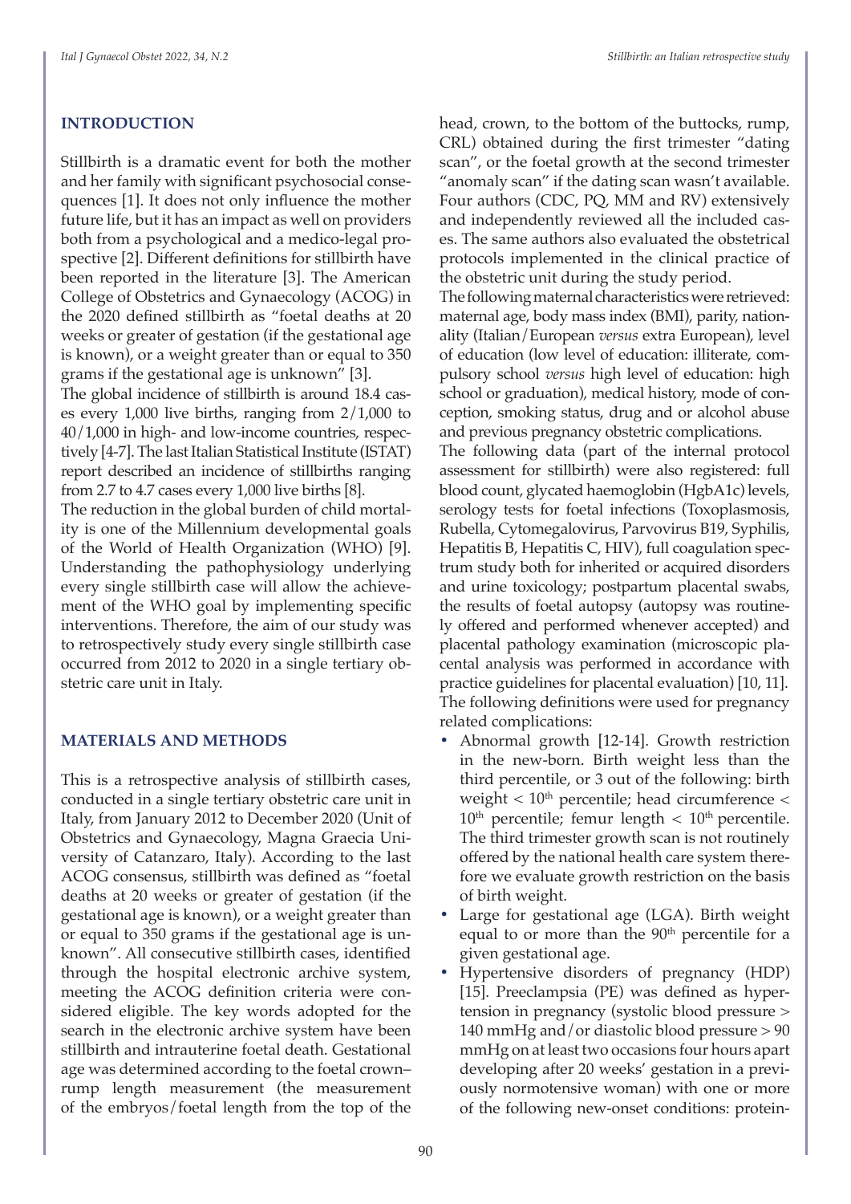## INTRODUCTION

Stillbirth is a dramatic event for both the mother and her family with significant psychosocial consequences [1]. It does not only influence the mother future life, but it has an impact as well on providers both from a psychological and a medico-legal prospective [2]. Different definitions for stillbirth have been reported in the literature [3]. The American College of Obstetrics and Gynaecology (ACOG) in the 2020 defined stillbirth as "foetal deaths at 20 weeks or greater of gestation (if the gestational age is known), or a weight greater than or equal to 350 grams if the gestational age is unknown" [3].

The global incidence of stillbirth is around 18.4 cases every 1,000 live births, ranging from 2/1,000 to 40/1,000 in high- and low-income countries, respectively [4-7]. The last Italian Statistical Institute (ISTAT) report described an incidence of stillbirths ranging from 2.7 to 4.7 cases every 1,000 live births [8].

The reduction in the global burden of child mortality is one of the Millennium developmental goals of the World of Health Organization (WHO) [9]. Understanding the pathophysiology underlying every single stillbirth case will allow the achievement of the WHO goal by implementing specific interventions. Therefore, the aim of our study was to retrospectively study every single stillbirth case occurred from 2012 to 2020 in a single tertiary obstetric care unit in Italy.

## MATERIALS AND METHODS

This is a retrospective analysis of stillbirth cases, conducted in a single tertiary obstetric care unit in Italy, from January 2012 to December 2020 (Unit of Obstetrics and Gynaecology, Magna Graecia University of Catanzaro, Italy). According to the last ACOG consensus, stillbirth was defined as "foetal deaths at 20 weeks or greater of gestation (if the gestational age is known), or a weight greater than or equal to 350 grams if the gestational age is unknown". All consecutive stillbirth cases, identified through the hospital electronic archive system, meeting the ACOG definition criteria were considered eligible. The key words adopted for the search in the electronic archive system have been stillbirth and intrauterine foetal death. Gestational age was determined according to the foetal crown–rump length measurement (the measurement of the embryos/foetal length from the top of the head, crown, to the bottom of the buttocks, rump, CRL) obtained during the first trimester "dating scan", or the foetal growth at the second trimester "anomaly scan" if the dating scan wasn't available. Four authors (CDC, PQ, MM and RV) extensively and independently reviewed all the included cases. The same authors also evaluated the obstetrical protocols implemented in the clinical practice of the obstetric unit during the study period.

The following maternal characteristics were retrieved: maternal age, body mass index (BMI), parity, nationality (Italian/European *versus* extra European), level of education (low level of education: illiterate, compulsory school *versus* high level of education: high school or graduation), medical history, mode of conception, smoking status, drug and or alcohol abuse and previous pregnancy obstetric complications.

The following data (part of the internal protocol assessment for stillbirth) were also registered: full blood count, glycated haemoglobin (HgbA1c) levels, serology tests for foetal infections (Toxoplasmosis, Rubella, Cytomegalovirus, Parvovirus B19, Syphilis, Hepatitis B, Hepatitis C, HIV), full coagulation spectrum study both for inherited or acquired disorders and urine toxicology; postpartum placental swabs, the results of foetal autopsy (autopsy was routinely offered and performed whenever accepted) and placental pathology examination (microscopic placental analysis was performed in accordance with practice guidelines for placental evaluation) [10, 11].

The following definitions were used for pregnancy related complications:

- Abnormal growth [12-14]. Growth restriction in the new-born. Birth weight less than the third percentile, or 3 out of the following: birth weight < 10th percentile; head circumference < 10th percentile; femur length < 10th percentile. The third trimester growth scan is not routinely offered by the national health care system therefore we evaluate growth restriction on the basis of birth weight.
- Large for gestational age (LGA). Birth weight equal to or more than the 90th percentile for a given gestational age.
- Hypertensive disorders of pregnancy (HDP) [15]. Preeclampsia (PE) was defined as hypertension in pregnancy (systolic blood pressure > 140 mmHg and/or diastolic blood pressure > 90 mmHg on at least two occasions four hours apart developing after 20 weeks' gestation in a previously normotensive woman) with one or more of the following new-onset conditions: protein-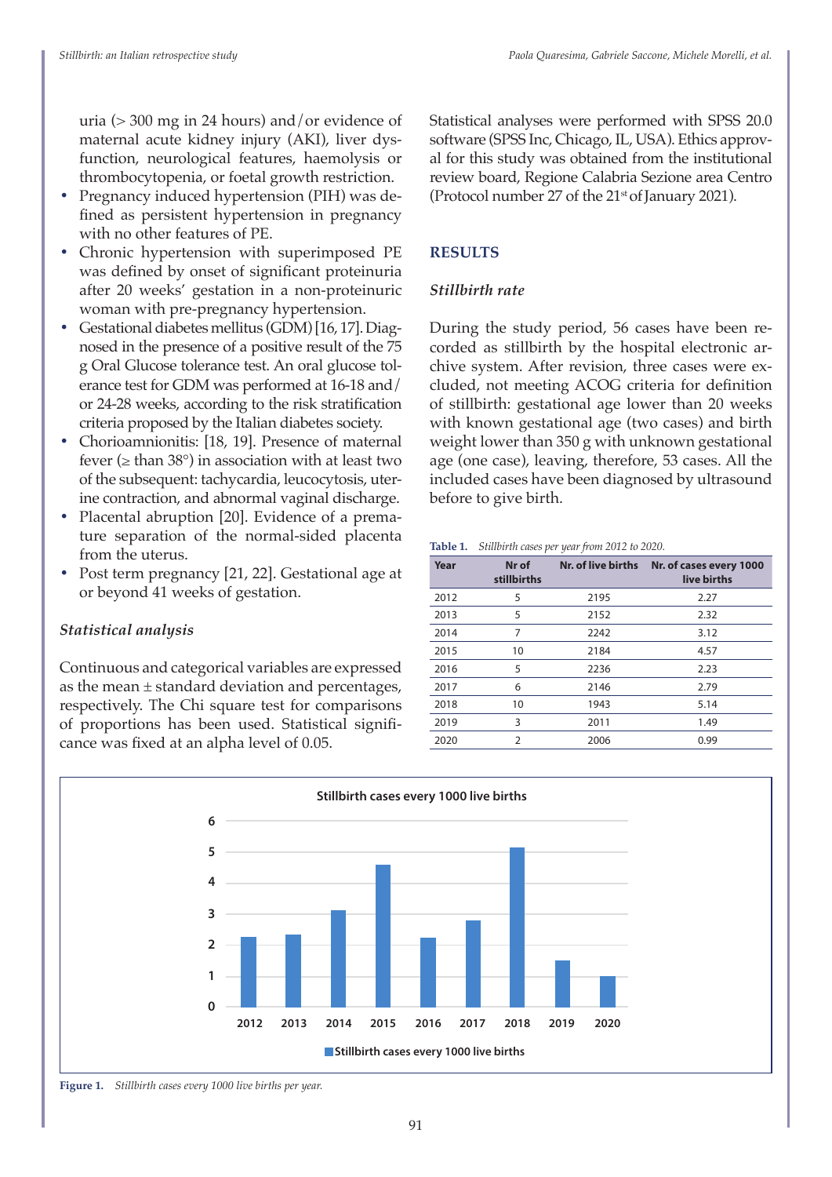uria (> 300 mg in 24 hours) and/or evidence of maternal acute kidney injury (AKI), liver dysfunction, neurological features, haemolysis or thrombocytopenia, or foetal growth restriction.

- Pregnancy induced hypertension (PIH) was defined as persistent hypertension in pregnancy with no other features of PE.
- Chronic hypertension with superimposed PE was defined by onset of significant proteinuria after 20 weeks' gestation in a non-proteinuric woman with pre-pregnancy hypertension.
- Gestational diabetes mellitus (GDM) [16, 17]. Diagnosed in the presence of a positive result of the 75 g Oral Glucose tolerance test. An oral glucose tolerance test for GDM was performed at 16-18 and/or 24-28 weeks, according to the risk stratification criteria proposed by the Italian diabetes society.
- Chorioamnionitis: [18, 19]. Presence of maternal fever (≥ than 38°) in association with at least two of the subsequent: tachycardia, leucocytosis, uterine contraction, and abnormal vaginal discharge.
- Placental abruption [20]. Evidence of a premature separation of the normal-sided placenta from the uterus.
- Post term pregnancy [21, 22]. Gestational age at or beyond 41 weeks of gestation.

### *Statistical analysis*

Continuous and categorical variables are expressed as the mean ± standard deviation and percentages, respectively. The Chi square test for comparisons of proportions has been used. Statistical significance was fixed at an alpha level of 0.05.

Statistical analyses were performed with SPSS 20.0 software (SPSS Inc, Chicago, IL, USA). Ethics approval for this study was obtained from the institutional review board, Regione Calabria Sezione area Centro (Protocol number 27 of the 21st of January 2021).

## RESULTS

### *Stillbirth rate*

During the study period, 56 cases have been recorded as stillbirth by the hospital electronic archive system. After revision, three cases were excluded, not meeting ACOG criteria for definition of stillbirth: gestational age lower than 20 weeks with known gestational age (two cases) and birth weight lower than 350 g with unknown gestational age (one case), leaving, therefore, 53 cases. All the included cases have been diagnosed by ultrasound before to give birth.

**Table 1.** *Stillbirth cases per year from 2012 to 2020.*

| Year | Nr of stillbirths | Nr. of live births | Nr. of cases every 1000 live births |
|---|---|---|---|
| 2012 | 5 | 2195 | 2.27 |
| 2013 | 5 | 2152 | 2.32 |
| 2014 | 7 | 2242 | 3.12 |
| 2015 | 10 | 2184 | 4.57 |
| 2016 | 5 | 2236 | 2.23 |
| 2017 | 6 | 2146 | 2.79 |
| 2018 | 10 | 1943 | 5.14 |
| 2019 | 3 | 2011 | 1.49 |
| 2020 | 2 | 2006 | 0.99 |

**Figure 1.** *Stillbirth cases every 1000 live births per year.*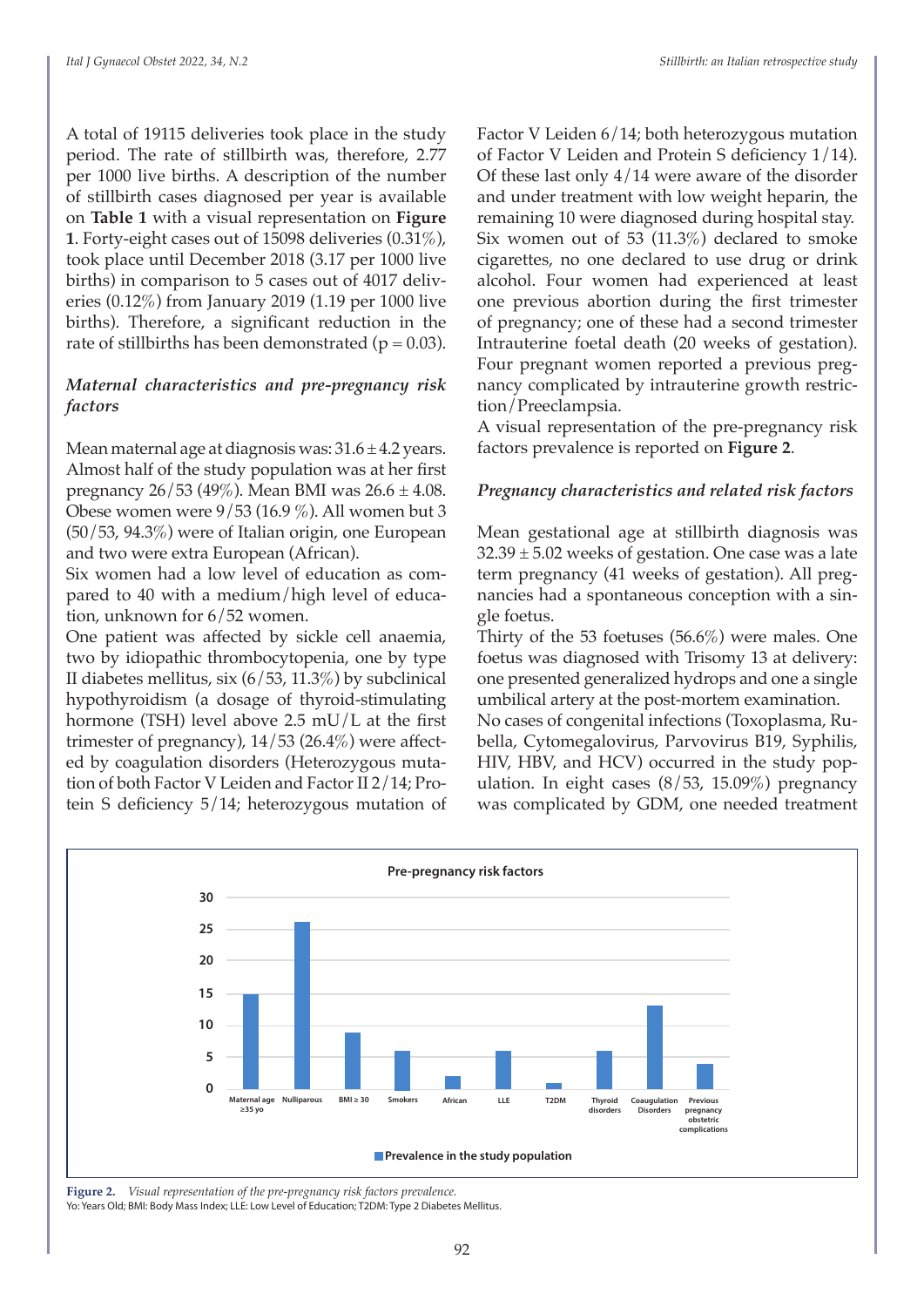A total of 19115 deliveries took place in the study period. The rate of stillbirth was, therefore, 2.77 per 1000 live births. A description of the number of stillbirth cases diagnosed per year is available on **Table 1** with a visual representation on **Figure 1**. Forty-eight cases out of 15098 deliveries (0.31%), took place until December 2018 (3.17 per 1000 live births) in comparison to 5 cases out of 4017 deliveries (0.12%) from January 2019 (1.19 per 1000 live births). Therefore, a significant reduction in the rate of stillbirths has been demonstrated ($p = 0.03$).

### *Maternal characteristics and pre-pregnancy risk factors*

Mean maternal age at diagnosis was: $31.6 \pm 4.2$ years. Almost half of the study population was at her first pregnancy 26/53 (49%). Mean BMI was $26.6 \pm 4.08$. Obese women were 9/53 (16.9 %). All women but 3 (50/53, 94.3%) were of Italian origin, one European and two were extra European (African).

Six women had a low level of education as compared to 40 with a medium/high level of education, unknown for 6/52 women.

One patient was affected by sickle cell anaemia, two by idiopathic thrombocytopenia, one by type II diabetes mellitus, six (6/53, 11.3%) by subclinical hypothyroidism (a dosage of thyroid-stimulating hormone (TSH) level above 2.5 mU/L at the first trimester of pregnancy), 14/53 (26.4%) were affected by coagulation disorders (Heterozygous mutation of both Factor V Leiden and Factor II 2/14; Protein S deficiency 5/14; heterozygous mutation of Factor V Leiden 6/14; both heterozygous mutation of Factor V Leiden and Protein S deficiency 1/14). Of these last only 4/14 were aware of the disorder and under treatment with low weight heparin, the remaining 10 were diagnosed during hospital stay.

Six women out of 53 (11.3%) declared to smoke cigarettes, no one declared to use drug or drink alcohol. Four women had experienced at least one previous abortion during the first trimester of pregnancy; one of these had a second trimester Intrauterine foetal death (20 weeks of gestation). Four pregnant women reported a previous pregnancy complicated by intrauterine growth restriction/Preeclampsia.

A visual representation of the pre-pregnancy risk factors prevalence is reported on **Figure 2**.

### *Pregnancy characteristics and related risk factors*

Mean gestational age at stillbirth diagnosis was $32.39 \pm 5.02$ weeks of gestation. One case was a late term pregnancy (41 weeks of gestation). All pregnancies had a spontaneous conception with a single foetus.

Thirty of the 53 foetuses (56.6%) were males. One foetus was diagnosed with Trisomy 13 at delivery: one presented generalized hydrops and one a single umbilical artery at the post-mortem examination.

No cases of congenital infections (Toxoplasma, Rubella, Cytomegalovirus, Parvovirus B19, Syphilis, HIV, HBV, and HCV) occurred in the study population. In eight cases (8/53, 15.09%) pregnancy was complicated by GDM, one needed treatment

**Figure 2.** *Visual representation of the pre-pregnancy risk factors prevalence.*
Yo: Years Old; BMI: Body Mass Index; LLE: Low Level of Education; T2DM: Type 2 Diabetes Mellitus.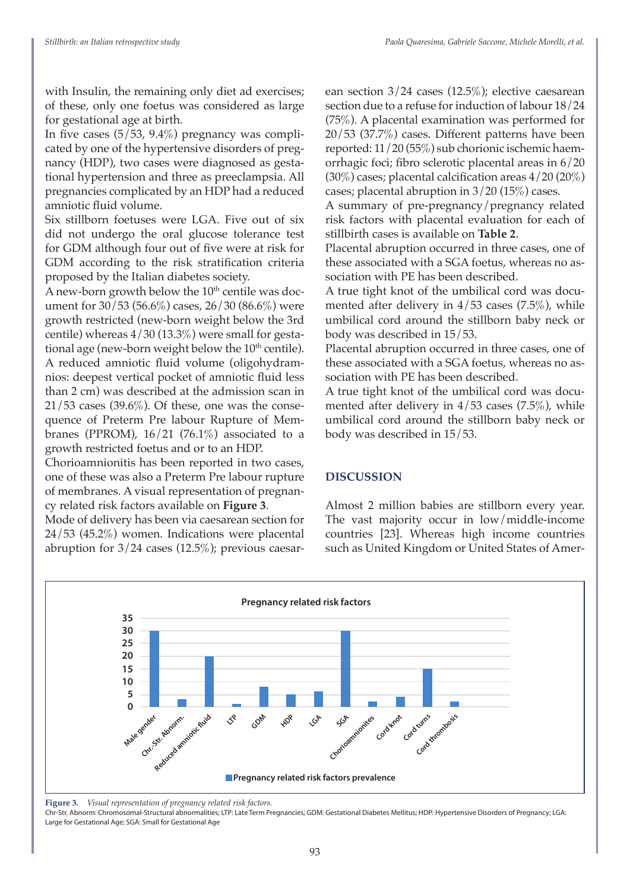with Insulin, the remaining only diet ad exercises; of these, only one foetus was considered as large for gestational age at birth.

In five cases (5/53, 9.4%) pregnancy was complicated by one of the hypertensive disorders of pregnancy (HDP), two cases were diagnosed as gestational hypertension and three as preeclampsia. All pregnancies complicated by an HDP had a reduced amniotic fluid volume.

Six stillborn foetuses were LGA. Five out of six did not undergo the oral glucose tolerance test for GDM although four out of five were at risk for GDM according to the risk stratification criteria proposed by the Italian diabetes society.

A new-born growth below the 10th centile was document for 30/53 (56.6%) cases, 26/30 (86.6%) were growth restricted (new-born weight below the 3rd centile) whereas 4/30 (13.3%) were small for gestational age (new-born weight below the 10th centile).

A reduced amniotic fluid volume (oligohydramnios: deepest vertical pocket of amniotic fluid less than 2 cm) was described at the admission scan in 21/53 cases (39.6%). Of these, one was the consequence of Preterm Pre labour Rupture of Membranes (PPROM), 16/21 (76.1%) associated to a growth restricted foetus and or to an HDP.

Chorioamnionitis has been reported in two cases, one of these was also a Preterm Pre labour rupture of membranes. A visual representation of pregnancy related risk factors available on **Figure 3**.

Mode of delivery has been via caesarean section for 24/53 (45.2%) women. Indications were placental abruption for 3/24 cases (12.5%); previous caesarean section 3/24 cases (12.5%); elective caesarean section due to a refuse for induction of labour 18/24 (75%). A placental examination was performed for 20/53 (37.7%) cases. Different patterns have been reported: 11/20 (55%) sub chorionic ischemic haemorrhagic foci; fibro sclerotic placental areas in 6/20 (30%) cases; placental calcification areas 4/20 (20%) cases; placental abruption in 3/20 (15%) cases.

A summary of pre-pregnancy/pregnancy related risk factors with placental evaluation for each of stillbirth cases is available on **Table 2**.

Placental abruption occurred in three cases, one of these associated with a SGA foetus, whereas no association with PE has been described.

A true tight knot of the umbilical cord was documented after delivery in 4/53 cases (7.5%), while umbilical cord around the stillborn baby neck or body was described in 15/53.

Placental abruption occurred in three cases, one of these associated with a SGA foetus, whereas no association with PE has been described.

A true tight knot of the umbilical cord was documented after delivery in 4/53 cases (7.5%), while umbilical cord around the stillborn baby neck or body was described in 15/53.

## DISCUSSION

Almost 2 million babies are stillborn every year. The vast majority occur in low/middle-income countries [23]. Whereas high income countries such as United Kingdom or United States of Amer-

**Figure 3.** *Visual representation of pregnancy related risk factors.*

Chr-Str. Abnorm: Chromosomal-Structural abnormalities; LTP: Late Term Pregnancies; GDM: Gestational Diabetes Mellitus; HDP: Hypertensive Disorders of Pregnancy; LGA: Large for Gestational Age; SGA: Small for Gestational Age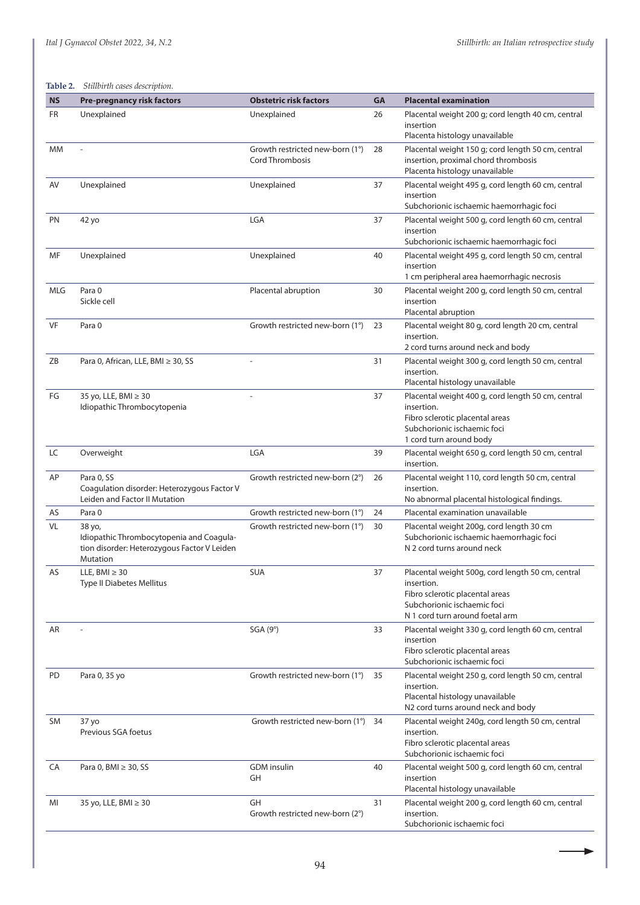**Table 2.** *Stillbirth cases description.*

| NS | Pre-pregnancy risk factors | Obstetric risk factors | GA | Placental examination |
|---|---|---|---|---|
| FR | Unexplained | Unexplained | 26 | Placental weight 200 g; cord length 40 cm, central insertion<br>Placenta histology unavailable |
| MM | - | Growth restricted new-born (1°)<br>Cord Thrombosis | 28 | Placental weight 150 g; cord length 50 cm, central insertion, proximal chord thrombosis<br>Placenta histology unavailable |
| AV | Unexplained | Unexplained | 37 | Placental weight 495 g, cord length 60 cm, central insertion<br>Subchorionic ischaemic haemorrhagic foci |
| PN | 42 yo | LGA | 37 | Placental weight 500 g, cord length 60 cm, central insertion<br>Subchorionic ischaemic haemorrhagic foci |
| MF | Unexplained | Unexplained | 40 | Placental weight 495 g, cord length 50 cm, central insertion<br>1 cm peripheral area haemorrhagic necrosis |
| MLG | Para 0<br>Sickle cell | Placental abruption | 30 | Placental weight 200 g, cord length 50 cm, central insertion<br>Placental abruption |
| VF | Para 0 | Growth restricted new-born (1°) | 23 | Placental weight 80 g, cord length 20 cm, central insertion.<br>2 cord turns around neck and body |
| ZB | Para 0, African, LLE, BMI ≥ 30, SS | - | 31 | Placental weight 300 g, cord length 50 cm, central insertion.<br>Placental histology unavailable |
| FG | 35 yo, LLE, BMI ≥ 30<br>Idiopathic Thrombocytopenia | - | 37 | Placental weight 400 g, cord length 50 cm, central insertion.<br>Fibro sclerotic placental areas<br>Subchorionic ischaemic foci<br>1 cord turn around body |
| LC | Overweight | LGA | 39 | Placental weight 650 g, cord length 50 cm, central insertion. |
| AP | Para 0, SS<br>Coagulation disorder: Heterozygous Factor V Leiden and Factor II Mutation | Growth restricted new-born (2°) | 26 | Placental weight 110, cord length 50 cm, central insertion.<br>No abnormal placental histological findings. |
| AS | Para 0 | Growth restricted new-born (1°) | 24 | Placental examination unavailable |
| VL | 38 yo,<br>Idiopathic Thrombocytopenia and Coagulation disorder: Heterozygous Factor V Leiden Mutation | Growth restricted new-born (1°) | 30 | Placental weight 200g, cord length 30 cm<br>Subchorionic ischaemic haemorrhagic foci<br>N 2 cord turns around neck |
| AS | LLE, BMI ≥ 30<br>Type II Diabetes Mellitus | SUA | 37 | Placental weight 500g, cord length 50 cm, central insertion.<br>Fibro sclerotic placental areas<br>Subchorionic ischaemic foci<br>N 1 cord turn around foetal arm |
| AR | - | SGA (9°) | 33 | Placental weight 330 g, cord length 60 cm, central insertion<br>Fibro sclerotic placental areas<br>Subchorionic ischaemic foci |
| PD | Para 0, 35 yo | Growth restricted new-born (1°) | 35 | Placental weight 250 g, cord length 50 cm, central insertion.<br>Placental histology unavailable<br>N2 cord turns around neck and body |
| SM | 37 yo<br>Previous SGA foetus | Growth restricted new-born (1°) | 34 | Placental weight 240g, cord length 50 cm, central insertion.<br>Fibro sclerotic placental areas<br>Subchorionic ischaemic foci |
| CA | Para 0, BMI ≥ 30, SS | GDM insulin<br>GH | 40 | Placental weight 500 g, cord length 60 cm, central insertion<br>Placental histology unavailable |
| MI | 35 yo, LLE, BMI ≥ 30 | GH<br>Growth restricted new-born (2°) | 31 | Placental weight 200 g, cord length 60 cm, central insertion.<br>Subchorionic ischaemic foci |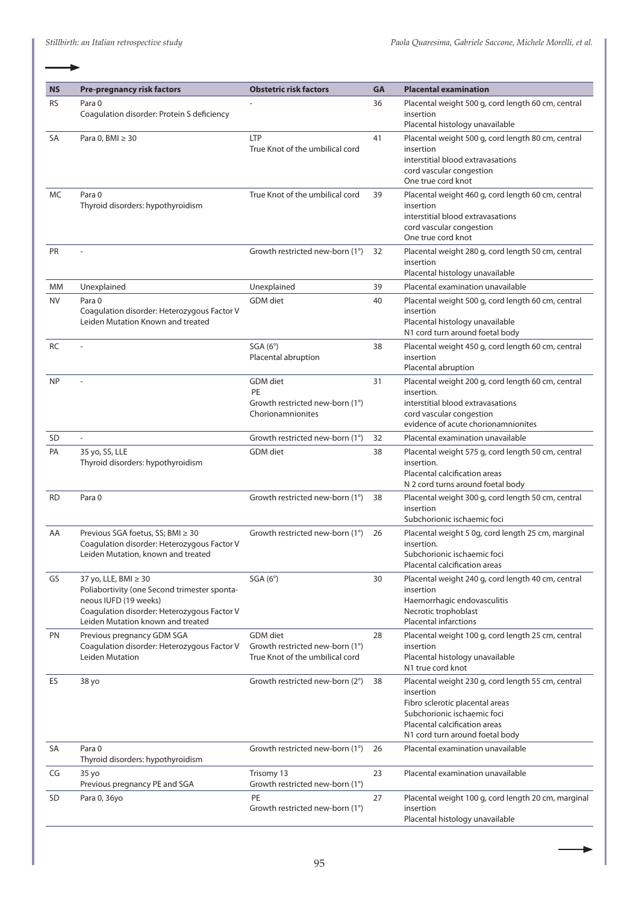| NS | Pre-pregnancy risk factors | Obstetric risk factors | GA | Placental examination |
|---|---|---|---|---|
| RS | Para 0<br>Coagulation disorder: Protein S deficiency | - | 36 | Placental weight 500 g, cord length 60 cm, central insertion<br>Placental histology unavailable |
| SA | Para 0, BMI ≥ 30 | LTP<br>True Knot of the umbilical cord | 41 | Placental weight 500 g, cord length 80 cm, central insertion<br>interstitial blood extravasations<br>cord vascular congestion<br>One true cord knot |
| MC | Para 0<br>Thyroid disorders: hypothyroidism | True Knot of the umbilical cord | 39 | Placental weight 460 g, cord length 60 cm, central insertion<br>interstitial blood extravasations<br>cord vascular congestion<br>One true cord knot |
| PR | - | Growth restricted new-born (1°) | 32 | Placental weight 280 g, cord length 50 cm, central insertion<br>Placental histology unavailable |
| MM | Unexplained | Unexplained | 39 | Placental examination unavailable |
| NV | Para 0<br>Coagulation disorder: Heterozygous Factor V Leiden Mutation Known and treated | GDM diet | 40 | Placental weight 500 g, cord length 60 cm, central insertion<br>Placental histology unavailable<br>N1 cord turn around foetal body |
| RC | - | SGA (6°)<br>Placental abruption | 38 | Placental weight 450 g, cord length 60 cm, central insertion<br>Placental abruption |
| NP | - | GDM diet<br>PE<br>Growth restricted new-born (1°)<br>Chorionamnionites | 31 | Placental weight 200 g, cord length 60 cm, central insertion.<br>interstitial blood extravasations<br>cord vascular congestion<br>evidence of acute chorionamnionites |
| SD | - | Growth restricted new-born (1°) | 32 | Placental examination unavailable |
| PA | 35 yo, SS, LLE<br>Thyroid disorders: hypothyroidism | GDM diet | 38 | Placental weight 575 g, cord length 50 cm, central insertion.<br>Placental calcification areas<br>N 2 cord turns around foetal body |
| RD | Para 0 | Growth restricted new-born (1°) | 38 | Placental weight 300 g, cord length 50 cm, central insertion<br>Subchorionic ischaemic foci |
| AA | Previous SGA foetus, SS; BMI ≥ 30<br>Coagulation disorder: Heterozygous Factor V Leiden Mutation, known and treated | Growth restricted new-born (1°) | 26 | Placental weight 5 0g, cord length 25 cm, marginal insertion.<br>Subchorionic ischaemic foci<br>Placental calcification areas |
| GS | 37 yo, LLE, BMI ≥ 30<br>Poliabortivity (one Second trimester spontaneous IUFD (19 weeks)<br>Coagulation disorder: Heterozygous Factor V Leiden Mutation known and treated | SGA (6°) | 30 | Placental weight 240 g, cord length 40 cm, central insertion<br>Haemorrhagic endovasculitis<br>Necrotic trophoblast<br>Placental infarctions |
| PN | Previous pregnancy GDM SGA<br>Coagulation disorder: Heterozygous Factor V Leiden Mutation | GDM diet<br>Growth restricted new-born (1°)<br>True Knot of the umbilical cord | 28 | Placental weight 100 g, cord length 25 cm, central insertion<br>Placental histology unavailable<br>N1 true cord knot |
| ES | 38 yo | Growth restricted new-born (2°) | 38 | Placental weight 230 g, cord length 55 cm, central insertion<br>Fibro sclerotic placental areas<br>Subchorionic ischaemic foci<br>Placental calcification areas<br>N1 cord turn around foetal body |
| SA | Para 0<br>Thyroid disorders: hypothyroidism | Growth restricted new-born (1°) | 26 | Placental examination unavailable |
| CG | 35 yo<br>Previous pregnancy PE and SGA | Trisomy 13<br>Growth restricted new-born (1°) | 23 | Placental examination unavailable |
| SD | Para 0, 36yo | PE<br>Growth restricted new-born (1°) | 27 | Placental weight 100 g, cord length 20 cm, marginal insertion<br>Placental histology unavailable |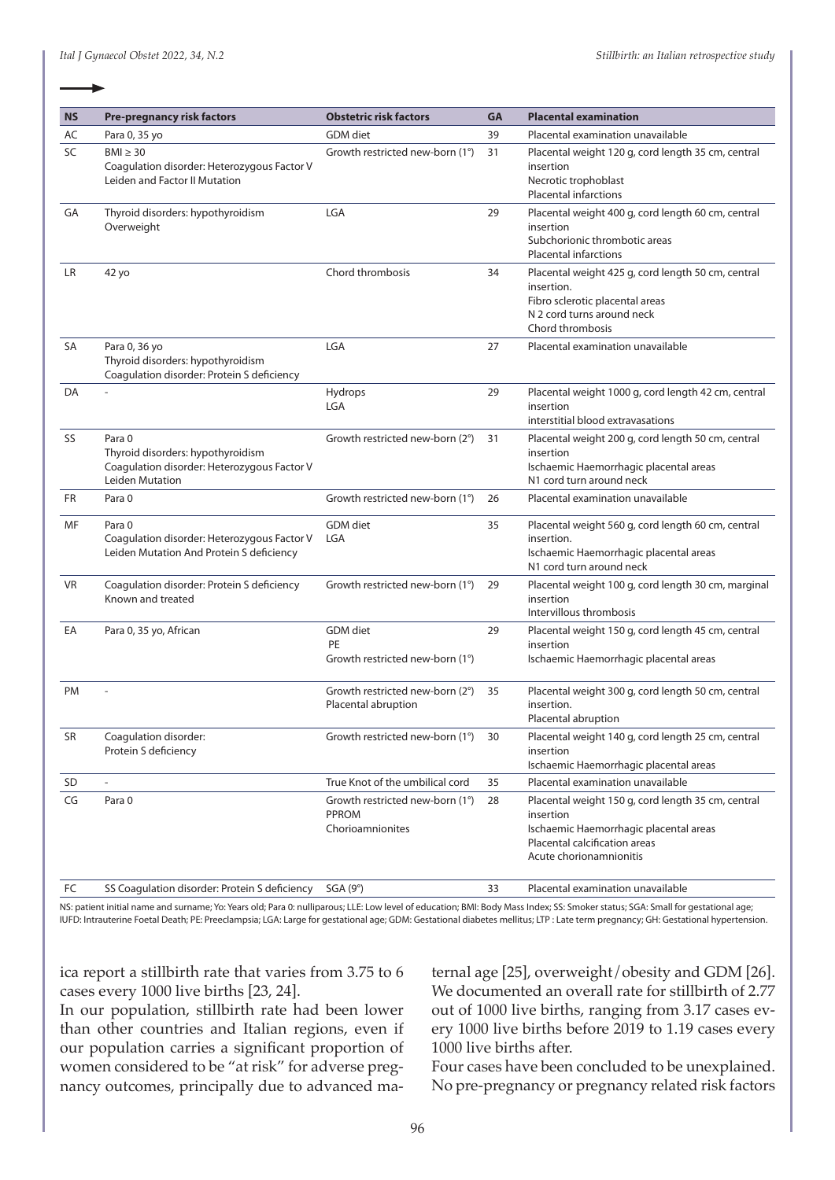→

| NS | Pre-pregnancy risk factors | Obstetric risk factors | GA | Placental examination |
|---|---|---|---|---|
| AC | Para 0, 35 yo | GDM diet | 39 | Placental examination unavailable |
| SC | BMI ≥ 30<br>Coagulation disorder: Heterozygous Factor V Leiden and Factor II Mutation | Growth restricted new-born (1°) | 31 | Placental weight 120 g, cord length 35 cm, central insertion<br>Necrotic trophoblast<br>Placental infarctions |
| GA | Thyroid disorders: hypothyroidism<br>Overweight | LGA | 29 | Placental weight 400 g, cord length 60 cm, central insertion<br>Subchorionic thrombotic areas<br>Placental infarctions |
| LR | 42 yo | Chord thrombosis | 34 | Placental weight 425 g, cord length 50 cm, central insertion.<br>Fibro sclerotic placental areas<br>N 2 cord turns around neck<br>Chord thrombosis |
| SA | Para 0, 36 yo<br>Thyroid disorders: hypothyroidism<br>Coagulation disorder: Protein S deficiency | LGA | 27 | Placental examination unavailable |
| DA | - | Hydrops<br>LGA | 29 | Placental weight 1000 g, cord length 42 cm, central insertion<br>interstitial blood extravasations |
| SS | Para 0<br>Thyroid disorders: hypothyroidism<br>Coagulation disorder: Heterozygous Factor V Leiden Mutation | Growth restricted new-born (2°) | 31 | Placental weight 200 g, cord length 50 cm, central insertion<br>Ischaemic Haemorrhagic placental areas<br>N1 cord turn around neck |
| FR | Para 0 | Growth restricted new-born (1°) | 26 | Placental examination unavailable |
| MF | Para 0<br>Coagulation disorder: Heterozygous Factor V Leiden Mutation And Protein S deficiency | GDM diet<br>LGA | 35 | Placental weight 560 g, cord length 60 cm, central insertion.<br>Ischaemic Haemorrhagic placental areas<br>N1 cord turn around neck |
| VR | Coagulation disorder: Protein S deficiency Known and treated | Growth restricted new-born (1°) | 29 | Placental weight 100 g, cord length 30 cm, marginal insertion<br>Intervillous thrombosis |
| EA | Para 0, 35 yo, African | GDM diet<br>PE<br>Growth restricted new-born (1°) | 29 | Placental weight 150 g, cord length 45 cm, central insertion<br>Ischaemic Haemorrhagic placental areas |
| PM | - | Growth restricted new-born (2°)<br>Placental abruption | 35 | Placental weight 300 g, cord length 50 cm, central insertion.<br>Placental abruption |
| SR | Coagulation disorder:<br>Protein S deficiency | Growth restricted new-born (1°) | 30 | Placental weight 140 g, cord length 25 cm, central insertion<br>Ischaemic Haemorrhagic placental areas |
| SD | - | True Knot of the umbilical cord | 35 | Placental examination unavailable |
| CG | Para 0 | Growth restricted new-born (1°)<br>PPROM<br>Chorioamnionites | 28 | Placental weight 150 g, cord length 35 cm, central insertion<br>Ischaemic Haemorrhagic placental areas<br>Placental calcification areas<br>Acute chorionamnionitis |
| FC | SS Coagulation disorder: Protein S deficiency | SGA (9°) | 33 | Placental examination unavailable |

NS: patient initial name and surname; Yo: Years old; Para 0: nulliparous; LLE: Low level of education; BMI: Body Mass Index; SS: Smoker status; SGA: Small for gestational age; IUFD: Intrauterine Foetal Death; PE: Preeclampsia; LGA: Large for gestational age; GDM: Gestational diabetes mellitus; LTP : Late term pregnancy; GH: Gestational hypertension.

ica report a stillbirth rate that varies from 3.75 to 6 cases every 1000 live births [23, 24].

In our population, stillbirth rate had been lower than other countries and Italian regions, even if our population carries a significant proportion of women considered to be "at risk" for adverse pregnancy outcomes, principally due to advanced maternal age [25], overweight/obesity and GDM [26]. We documented an overall rate for stillbirth of 2.77 out of 1000 live births, ranging from 3.17 cases every 1000 live births before 2019 to 1.19 cases every 1000 live births after.

Four cases have been concluded to be unexplained. No pre-pregnancy or pregnancy related risk factors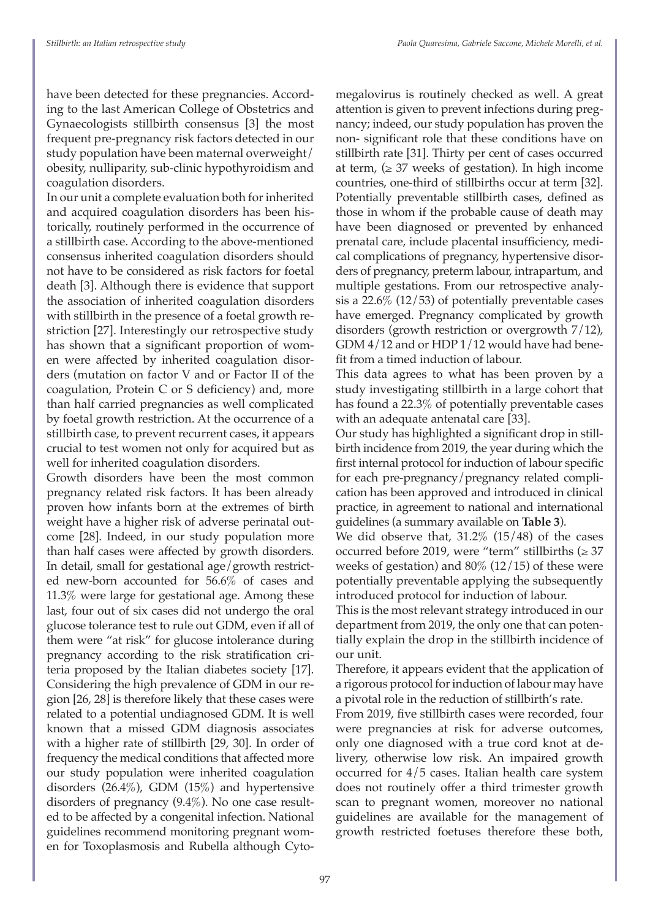have been detected for these pregnancies. According to the last American College of Obstetrics and Gynaecologists stillbirth consensus [3] the most frequent pre-pregnancy risk factors detected in our study population have been maternal overweight/obesity, nulliparity, sub-clinic hypothyroidism and coagulation disorders.

In our unit a complete evaluation both for inherited and acquired coagulation disorders has been historically, routinely performed in the occurrence of a stillbirth case. According to the above-mentioned consensus inherited coagulation disorders should not have to be considered as risk factors for foetal death [3]. Although there is evidence that support the association of inherited coagulation disorders with stillbirth in the presence of a foetal growth restriction [27]. Interestingly our retrospective study has shown that a significant proportion of women were affected by inherited coagulation disorders (mutation on factor V and or Factor II of the coagulation, Protein C or S deficiency) and, more than half carried pregnancies as well complicated by foetal growth restriction. At the occurrence of a stillbirth case, to prevent recurrent cases, it appears crucial to test women not only for acquired but as well for inherited coagulation disorders.

Growth disorders have been the most common pregnancy related risk factors. It has been already proven how infants born at the extremes of birth weight have a higher risk of adverse perinatal outcome [28]. Indeed, in our study population more than half cases were affected by growth disorders. In detail, small for gestational age/growth restricted new-born accounted for 56.6% of cases and 11.3% were large for gestational age. Among these last, four out of six cases did not undergo the oral glucose tolerance test to rule out GDM, even if all of them were "at risk" for glucose intolerance during pregnancy according to the risk stratification criteria proposed by the Italian diabetes society [17]. Considering the high prevalence of GDM in our region [26, 28] is therefore likely that these cases were related to a potential undiagnosed GDM. It is well known that a missed GDM diagnosis associates with a higher rate of stillbirth [29, 30]. In order of frequency the medical conditions that affected more our study population were inherited coagulation disorders (26.4%), GDM (15%) and hypertensive disorders of pregnancy (9.4%). No one case resulted to be affected by a congenital infection. National guidelines recommend monitoring pregnant women for Toxoplasmosis and Rubella although Cytomegalovirus is routinely checked as well. A great attention is given to prevent infections during pregnancy; indeed, our study population has proven the non- significant role that these conditions have on stillbirth rate [31]. Thirty per cent of cases occurred at term, (≥ 37 weeks of gestation). In high income countries, one-third of stillbirths occur at term [32]. Potentially preventable stillbirth cases, defined as those in whom if the probable cause of death may have been diagnosed or prevented by enhanced prenatal care, include placental insufficiency, medical complications of pregnancy, hypertensive disorders of pregnancy, preterm labour, intrapartum, and multiple gestations. From our retrospective analysis a 22.6% (12/53) of potentially preventable cases have emerged. Pregnancy complicated by growth disorders (growth restriction or overgrowth 7/12), GDM 4/12 and or HDP 1/12 would have had benefit from a timed induction of labour.

This data agrees to what has been proven by a study investigating stillbirth in a large cohort that has found a 22.3% of potentially preventable cases with an adequate antenatal care [33].

Our study has highlighted a significant drop in stillbirth incidence from 2019, the year during which the first internal protocol for induction of labour specific for each pre-pregnancy/pregnancy related complication has been approved and introduced in clinical practice, in agreement to national and international guidelines (a summary available on **Table 3**).

We did observe that, 31.2% (15/48) of the cases occurred before 2019, were "term" stillbirths (≥ 37 weeks of gestation) and 80% (12/15) of these were potentially preventable applying the subsequently introduced protocol for induction of labour.

This is the most relevant strategy introduced in our department from 2019, the only one that can potentially explain the drop in the stillbirth incidence of our unit.

Therefore, it appears evident that the application of a rigorous protocol for induction of labour may have a pivotal role in the reduction of stillbirth's rate.

From 2019, five stillbirth cases were recorded, four were pregnancies at risk for adverse outcomes, only one diagnosed with a true cord knot at delivery, otherwise low risk. An impaired growth occurred for 4/5 cases. Italian health care system does not routinely offer a third trimester growth scan to pregnant women, moreover no national guidelines are available for the management of growth restricted foetuses therefore these both,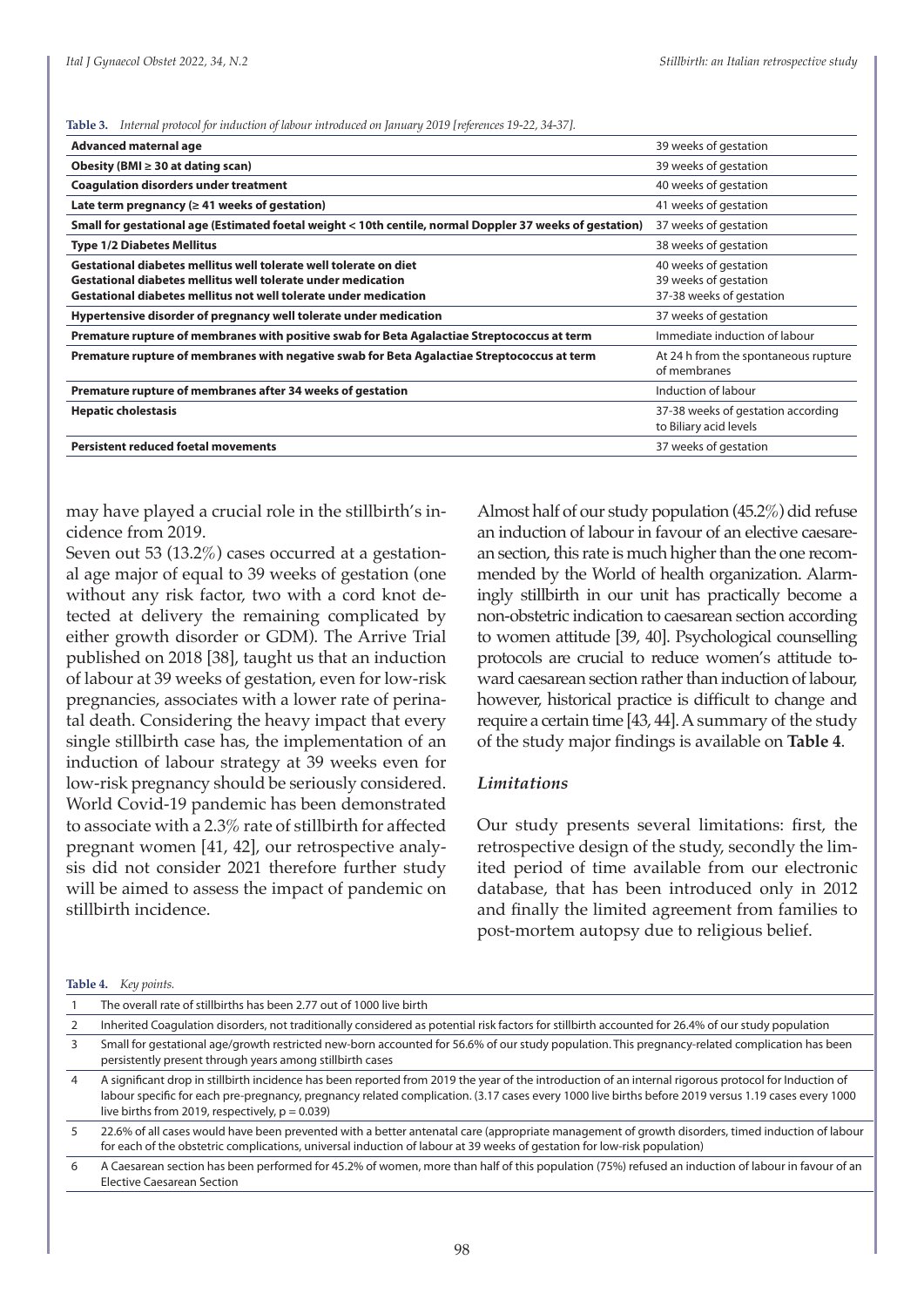**Table 3.** *Internal protocol for induction of labour introduced on January 2019 [references 19-22, 34-37].*

| | |
|---|---|
| **Advanced maternal age** | 39 weeks of gestation |
| **Obesity (BMI ≥ 30 at dating scan)** | 39 weeks of gestation |
| **Coagulation disorders under treatment** | 40 weeks of gestation |
| **Late term pregnancy (≥ 41 weeks of gestation)** | 41 weeks of gestation |
| **Small for gestational age (Estimated foetal weight < 10th centile, normal Doppler 37 weeks of gestation)** | 37 weeks of gestation |
| **Type 1/2 Diabetes Mellitus** | 38 weeks of gestation |
| **Gestational diabetes mellitus well tolerate well tolerate on diet**<br>**Gestational diabetes mellitus well tolerate under medication**<br>**Gestational diabetes mellitus not well tolerate under medication** | 40 weeks of gestation<br>39 weeks of gestation<br>37-38 weeks of gestation |
| **Hypertensive disorder of pregnancy well tolerate under medication** | 37 weeks of gestation |
| **Premature rupture of membranes with positive swab for Beta Agalactiae Streptococcus at term** | Immediate induction of labour |
| **Premature rupture of membranes with negative swab for Beta Agalactiae Streptococcus at term** | At 24 h from the spontaneous rupture of membranes |
| **Premature rupture of membranes after 34 weeks of gestation** | Induction of labour |
| **Hepatic cholestasis** | 37-38 weeks of gestation according to Biliary acid levels |
| **Persistent reduced foetal movements** | 37 weeks of gestation |

may have played a crucial role in the stillbirth's incidence from 2019.

Seven out 53 (13.2%) cases occurred at a gestational age major of equal to 39 weeks of gestation (one without any risk factor, two with a cord knot detected at delivery the remaining complicated by either growth disorder or GDM). The Arrive Trial published on 2018 [38], taught us that an induction of labour at 39 weeks of gestation, even for low-risk pregnancies, associates with a lower rate of perinatal death. Considering the heavy impact that every single stillbirth case has, the implementation of an induction of labour strategy at 39 weeks even for low-risk pregnancy should be seriously considered. World Covid-19 pandemic has been demonstrated to associate with a 2.3% rate of stillbirth for affected pregnant women [41, 42], our retrospective analysis did not consider 2021 therefore further study will be aimed to assess the impact of pandemic on stillbirth incidence.

Almost half of our study population (45.2%) did refuse an induction of labour in favour of an elective caesarean section, this rate is much higher than the one recommended by the World of health organization. Alarmingly stillbirth in our unit has practically become a non-obstetric indication to caesarean section according to women attitude [39, 40]. Psychological counselling protocols are crucial to reduce women's attitude toward caesarean section rather than induction of labour, however, historical practice is difficult to change and require a certain time [43, 44]. A summary of the study of the study major findings is available on **Table 4**.

### *Limitations*

Our study presents several limitations: first, the retrospective design of the study, secondly the limited period of time available from our electronic database, that has been introduced only in 2012 and finally the limited agreement from families to post-mortem autopsy due to religious belief.

**Table 4.** *Key points.*

| | |
|---|---|
| 1 | The overall rate of stillbirths has been 2.77 out of 1000 live birth |
| 2 | Inherited Coagulation disorders, not traditionally considered as potential risk factors for stillbirth accounted for 26.4% of our study population |
| 3 | Small for gestational age/growth restricted new-born accounted for 56.6% of our study population. This pregnancy-related complication has been persistently present through years among stillbirth cases |
| 4 | A significant drop in stillbirth incidence has been reported from 2019 the year of the introduction of an internal rigorous protocol for Induction of labour specific for each pre-pregnancy, pregnancy related complication. (3.17 cases every 1000 live births before 2019 versus 1.19 cases every 1000 live births from 2019, respectively, $p = 0.039$) |
| 5 | 22.6% of all cases would have been prevented with a better antenatal care (appropriate management of growth disorders, timed induction of labour for each of the obstetric complications, universal induction of labour at 39 weeks of gestation for low-risk population) |
| 6 | A Caesarean section has been performed for 45.2% of women, more than half of this population (75%) refused an induction of labour in favour of an Elective Caesarean Section |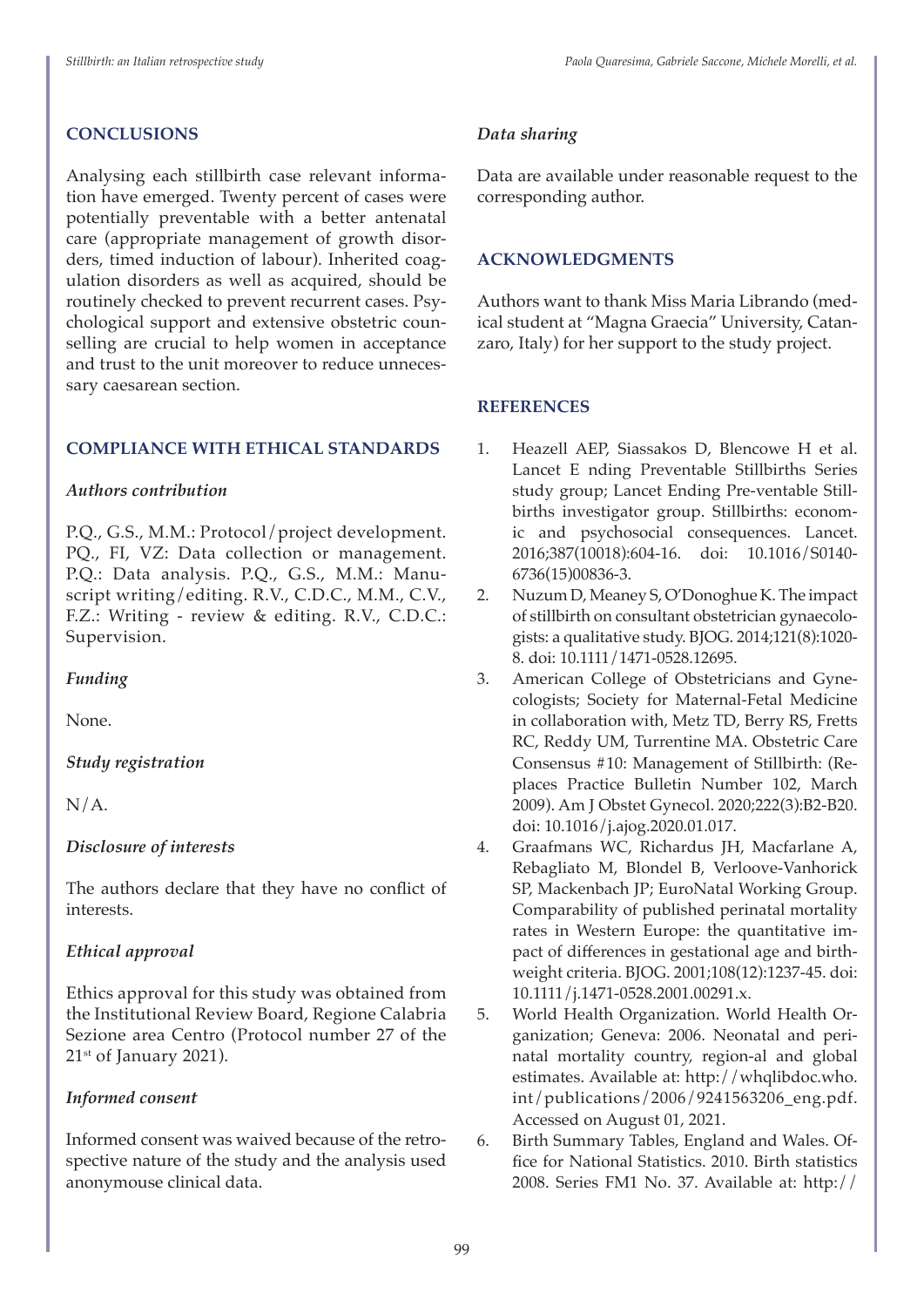## CONCLUSIONS

Analysing each stillbirth case relevant information have emerged. Twenty percent of cases were potentially preventable with a better antenatal care (appropriate management of growth disorders, timed induction of labour). Inherited coagulation disorders as well as acquired, should be routinely checked to prevent recurrent cases. Psychological support and extensive obstetric counselling are crucial to help women in acceptance and trust to the unit moreover to reduce unnecessary caesarean section.

## COMPLIANCE WITH ETHICAL STANDARDS

### *Authors contribution*

P.Q., G.S., M.M.: Protocol/project development. PQ., FI, VZ: Data collection or management. P.Q.: Data analysis. P.Q., G.S., M.M.: Manuscript writing/editing. R.V., C.D.C., M.M., C.V., F.Z.: Writing - review & editing. R.V., C.D.C.: Supervision.

### *Funding*

None.

### *Study registration*

N/A.

### *Disclosure of interests*

The authors declare that they have no conflict of interests.

### *Ethical approval*

Ethics approval for this study was obtained from the Institutional Review Board, Regione Calabria Sezione area Centro (Protocol number 27 of the 21st of January 2021).

### *Informed consent*

Informed consent was waived because of the retrospective nature of the study and the analysis used anonymouse clinical data.

### *Data sharing*

Data are available under reasonable request to the corresponding author.

## ACKNOWLEDGMENTS

Authors want to thank Miss Maria Librando (medical student at "Magna Graecia" University, Catanzaro, Italy) for her support to the study project.

## REFERENCES

1. Heazell AEP, Siassakos D, Blencowe H et al. Lancet E nding Preventable Stillbirths Series study group; Lancet Ending Pre-ventable Stillbirths investigator group. Stillbirths: economic and psychosocial consequences. Lancet. 2016;387(10018):604-16. doi: 10.1016/S0140-6736(15)00836-3.
2. Nuzum D, Meaney S, O'Donoghue K. The impact of stillbirth on consultant obstetrician gynaecologists: a qualitative study. BJOG. 2014;121(8):1020-8. doi: 10.1111/1471-0528.12695.
3. American College of Obstetricians and Gynecologists; Society for Maternal-Fetal Medicine in collaboration with, Metz TD, Berry RS, Fretts RC, Reddy UM, Turrentine MA. Obstetric Care Consensus #10: Management of Stillbirth: (Replaces Practice Bulletin Number 102, March 2009). Am J Obstet Gynecol. 2020;222(3):B2-B20. doi: 10.1016/j.ajog.2020.01.017.
4. Graafmans WC, Richardus JH, Macfarlane A, Rebagliato M, Blondel B, Verloove-Vanhorick SP, Mackenbach JP; EuroNatal Working Group. Comparability of published perinatal mortality rates in Western Europe: the quantitative impact of differences in gestational age and birthweight criteria. BJOG. 2001;108(12):1237-45. doi: 10.1111/j.1471-0528.2001.00291.x.
5. World Health Organization. World Health Organization; Geneva: 2006. Neonatal and perinatal mortality country, region-al and global estimates. Available at: http://whqlibdoc.who.int/publications/2006/9241563206_eng.pdf. Accessed on August 01, 2021.
6. Birth Summary Tables, England and Wales. Office for National Statistics. 2010. Birth statistics 2008. Series FM1 No. 37. Available at: http://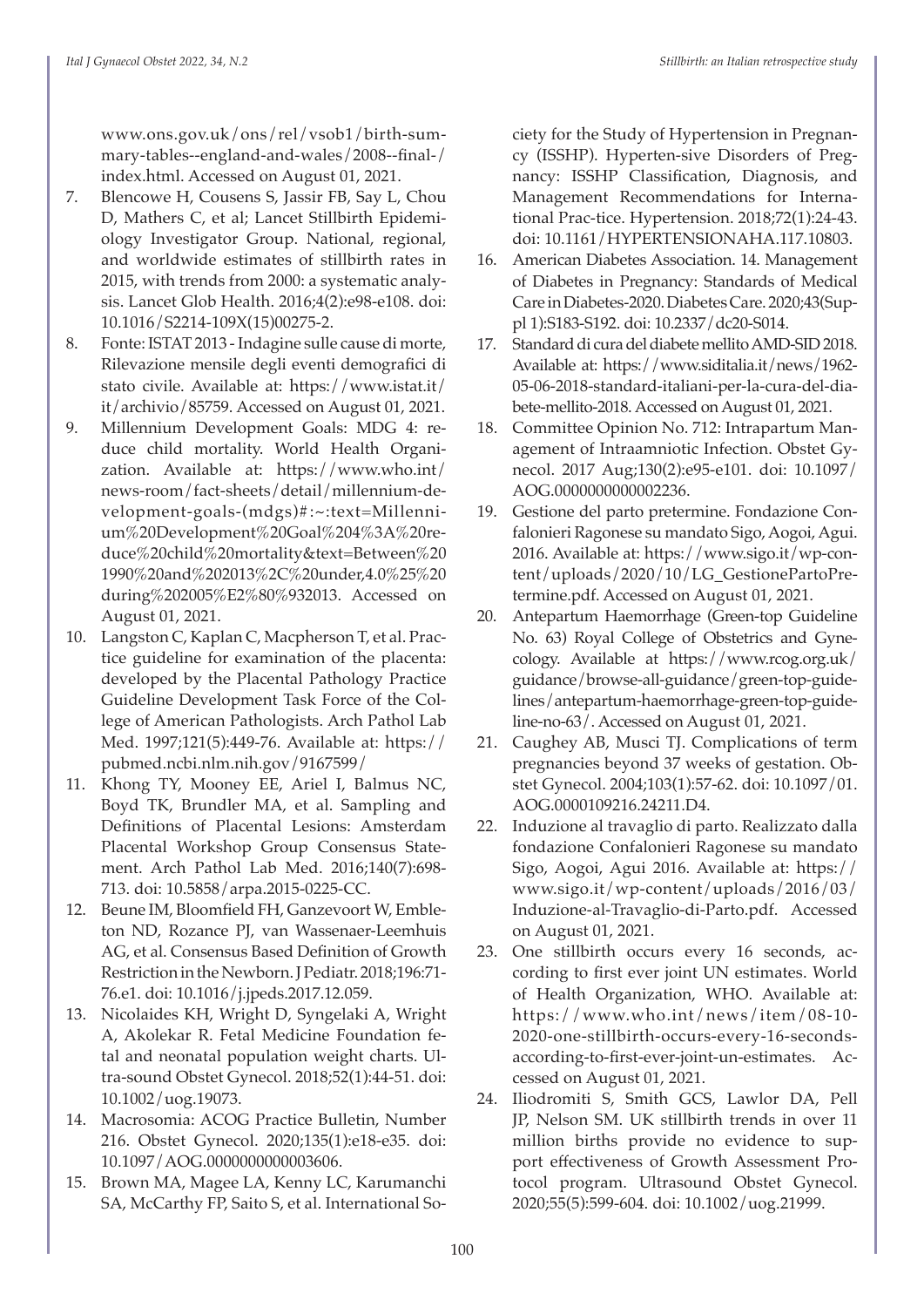www.ons.gov.uk/ons/rel/vsob1/birth-summary-tables--england-and-wales/2008--final-/index.html. Accessed on August 01, 2021.

7. Blencowe H, Cousens S, Jassir FB, Say L, Chou D, Mathers C, et al; Lancet Stillbirth Epidemiology Investigator Group. National, regional, and worldwide estimates of stillbirth rates in 2015, with trends from 2000: a systematic analysis. Lancet Glob Health. 2016;4(2):e98-e108. doi: 10.1016/S2214-109X(15)00275-2.
8. Fonte: ISTAT 2013 - Indagine sulle cause di morte, Rilevazione mensile degli eventi demografici di stato civile. Available at: https://www.istat.it/it/archivio/85759. Accessed on August 01, 2021.
9. Millennium Development Goals: MDG 4: reduce child mortality. World Health Organization. Available at: https://www.who.int/news-room/fact-sheets/detail/millennium-development-goals-(mdgs)#:~:text=Millennium%20Development%20Goal%204%3A%20reduce%20child%20mortality&text=Between%201990%20and%202013%2C%20under,4.0%25%20during%202005%E2%80%932013. Accessed on August 01, 2021.
10. Langston C, Kaplan C, Macpherson T, et al. Practice guideline for examination of the placenta: developed by the Placental Pathology Practice Guideline Development Task Force of the College of American Pathologists. Arch Pathol Lab Med. 1997;121(5):449-76. Available at: https://pubmed.ncbi.nlm.nih.gov/9167599/
11. Khong TY, Mooney EE, Ariel I, Balmus NC, Boyd TK, Brundler MA, et al. Sampling and Definitions of Placental Lesions: Amsterdam Placental Workshop Group Consensus Statement. Arch Pathol Lab Med. 2016;140(7):698-713. doi: 10.5858/arpa.2015-0225-CC.
12. Beune IM, Bloomfield FH, Ganzevoort W, Embleton ND, Rozance PJ, van Wassenaer-Leemhuis AG, et al. Consensus Based Definition of Growth Restriction in the Newborn. J Pediatr. 2018;196:71-76.e1. doi: 10.1016/j.jpeds.2017.12.059.
13. Nicolaides KH, Wright D, Syngelaki A, Wright A, Akolekar R. Fetal Medicine Foundation fetal and neonatal population weight charts. Ultra-sound Obstet Gynecol. 2018;52(1):44-51. doi: 10.1002/uog.19073.
14. Macrosomia: ACOG Practice Bulletin, Number 216. Obstet Gynecol. 2020;135(1):e18-e35. doi: 10.1097/AOG.0000000000003606.
15. Brown MA, Magee LA, Kenny LC, Karumanchi SA, McCarthy FP, Saito S, et al. International Society for the Study of Hypertension in Pregnancy (ISSHP). Hyperten-sive Disorders of Pregnancy: ISSHP Classification, Diagnosis, and Management Recommendations for International Prac-tice. Hypertension. 2018;72(1):24-43. doi: 10.1161/HYPERTENSIONAHA.117.10803.
16. American Diabetes Association. 14. Management of Diabetes in Pregnancy: Standards of Medical Care in Diabetes-2020. Diabetes Care. 2020;43(Suppl 1):S183-S192. doi: 10.2337/dc20-S014.
17. Standard di cura del diabete mellito AMD-SID 2018. Available at: https://www.siditalia.it/news/1962-05-06-2018-standard-italiani-per-la-cura-del-diabete-mellito-2018. Accessed on August 01, 2021.
18. Committee Opinion No. 712: Intrapartum Management of Intraamniotic Infection. Obstet Gynecol. 2017 Aug;130(2):e95-e101. doi: 10.1097/AOG.0000000000002236.
19. Gestione del parto pretermine. Fondazione Confalonieri Ragonese su mandato Sigo, Aogoi, Agui. 2016. Available at: https://www.sigo.it/wp-content/uploads/2020/10/LG_GestionePartoPretermine.pdf. Accessed on August 01, 2021.
20. Antepartum Haemorrhage (Green-top Guideline No. 63) Royal College of Obstetrics and Gynecology. Available at https://www.rcog.org.uk/guidance/browse-all-guidance/green-top-guidelines/antepartum-haemorrhage-green-top-guideline-no-63/. Accessed on August 01, 2021.
21. Caughey AB, Musci TJ. Complications of term pregnancies beyond 37 weeks of gestation. Obstet Gynecol. 2004;103(1):57-62. doi: 10.1097/01.AOG.0000109216.24211.D4.
22. Induzione al travaglio di parto. Realizzato dalla fondazione Confalonieri Ragonese su mandato Sigo, Aogoi, Agui 2016. Available at: https://www.sigo.it/wp-content/uploads/2016/03/Induzione-al-Travaglio-di-Parto.pdf. Accessed on August 01, 2021.
23. One stillbirth occurs every 16 seconds, according to first ever joint UN estimates. World of Health Organization, WHO. Available at: https://www.who.int/news/item/08-10-2020-one-stillbirth-occurs-every-16-seconds-according-to-first-ever-joint-un-estimates. Accessed on August 01, 2021.
24. Iliodromiti S, Smith GCS, Lawlor DA, Pell JP, Nelson SM. UK stillbirth trends in over 11 million births provide no evidence to support effectiveness of Growth Assessment Protocol program. Ultrasound Obstet Gynecol. 2020;55(5):599-604. doi: 10.1002/uog.21999.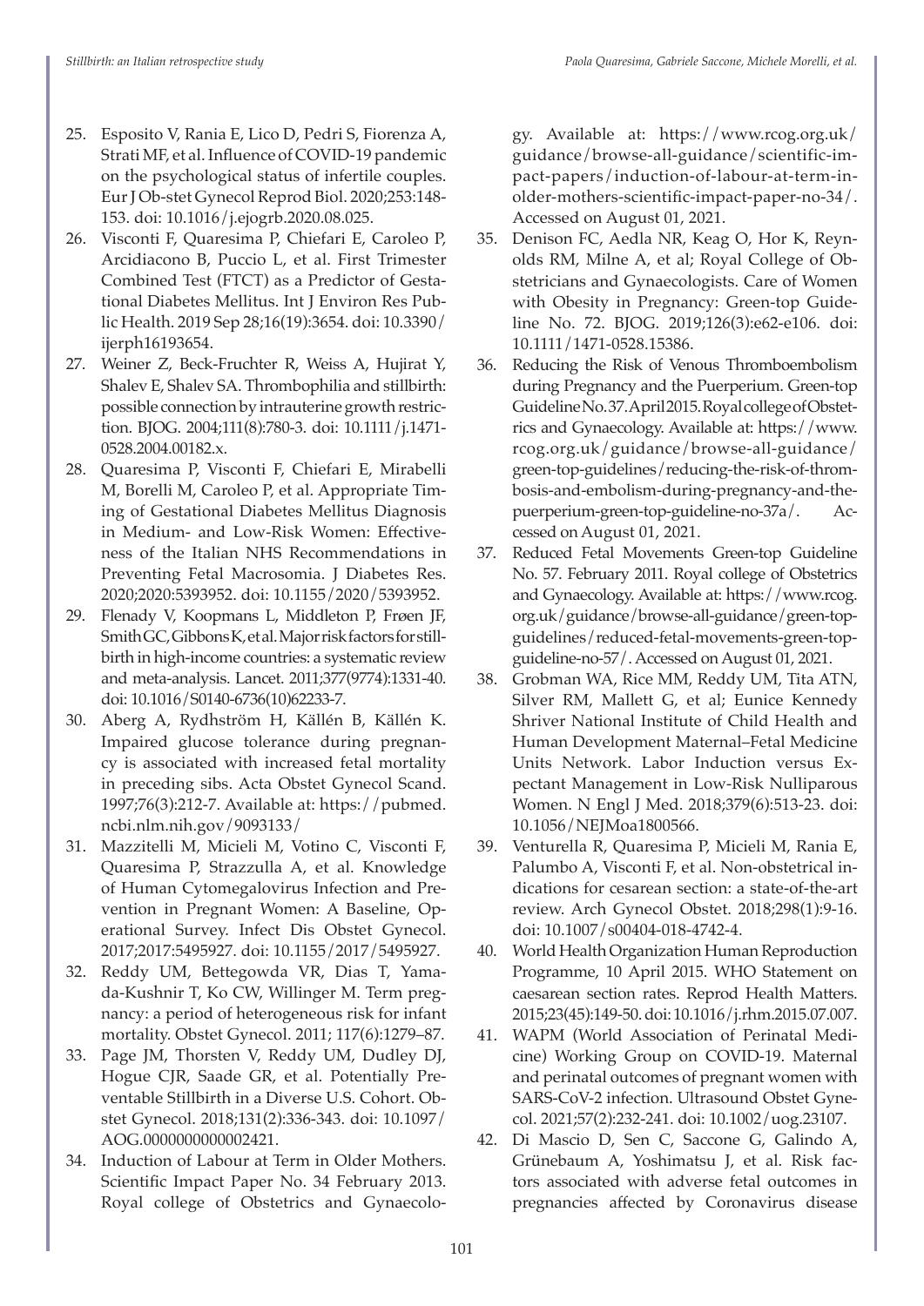25. Esposito V, Rania E, Lico D, Pedri S, Fiorenza A, Strati MF, et al. Influence of COVID-19 pandemic on the psychological status of infertile couples. Eur J Ob-stet Gynecol Reprod Biol. 2020;253:148-153. doi: 10.1016/j.ejogrb.2020.08.025.
26. Visconti F, Quaresima P, Chiefari E, Caroleo P, Arcidiacono B, Puccio L, et al. First Trimester Combined Test (FTCT) as a Predictor of Gestational Diabetes Mellitus. Int J Environ Res Public Health. 2019 Sep 28;16(19):3654. doi: 10.3390/ijerph16193654.
27. Weiner Z, Beck-Fruchter R, Weiss A, Hujirat Y, Shalev E, Shalev SA. Thrombophilia and stillbirth: possible connection by intrauterine growth restriction. BJOG. 2004;111(8):780-3. doi: 10.1111/j.1471-0528.2004.00182.x.
28. Quaresima P, Visconti F, Chiefari E, Mirabelli M, Borelli M, Caroleo P, et al. Appropriate Timing of Gestational Diabetes Mellitus Diagnosis in Medium- and Low-Risk Women: Effectiveness of the Italian NHS Recommendations in Preventing Fetal Macrosomia. J Diabetes Res. 2020;2020:5393952. doi: 10.1155/2020/5393952.
29. Flenady V, Koopmans L, Middleton P, Frøen JF, Smith GC, Gibbons K, et al. Major risk factors for stillbirth in high-income countries: a systematic review and meta-analysis. Lancet. 2011;377(9774):1331-40. doi: 10.1016/S0140-6736(10)62233-7.
30. Aberg A, Rydhström H, Källén B, Källén K. Impaired glucose tolerance during pregnancy is associated with increased fetal mortality in preceding sibs. Acta Obstet Gynecol Scand. 1997;76(3):212-7. Available at: https://pubmed.ncbi.nlm.nih.gov/9093133/
31. Mazzitelli M, Micieli M, Votino C, Visconti F, Quaresima P, Strazzulla A, et al. Knowledge of Human Cytomegalovirus Infection and Prevention in Pregnant Women: A Baseline, Operational Survey. Infect Dis Obstet Gynecol. 2017;2017:5495927. doi: 10.1155/2017/5495927.
32. Reddy UM, Bettegowda VR, Dias T, Yamada-Kushnir T, Ko CW, Willinger M. Term pregnancy: a period of heterogeneous risk for infant mortality. Obstet Gynecol. 2011; 117(6):1279–87.
33. Page JM, Thorsten V, Reddy UM, Dudley DJ, Hogue CJR, Saade GR, et al. Potentially Preventable Stillbirth in a Diverse U.S. Cohort. Obstet Gynecol. 2018;131(2):336-343. doi: 10.1097/AOG.0000000000002421.
34. Induction of Labour at Term in Older Mothers. Scientific Impact Paper No. 34 February 2013. Royal college of Obstetrics and Gynaecology. Available at: https://www.rcog.org.uk/guidance/browse-all-guidance/scientific-impact-papers/induction-of-labour-at-term-in-older-mothers-scientific-impact-paper-no-34/. Accessed on August 01, 2021.
35. Denison FC, Aedla NR, Keag O, Hor K, Reynolds RM, Milne A, et al; Royal College of Obstetricians and Gynaecologists. Care of Women with Obesity in Pregnancy: Green-top Guideline No. 72. BJOG. 2019;126(3):e62-e106. doi: 10.1111/1471-0528.15386.
36. Reducing the Risk of Venous Thromboembolism during Pregnancy and the Puerperium. Green-top Guideline No. 37. April 2015. Royal college of Obstetrics and Gynaecology. Available at: https://www.rcog.org.uk/guidance/browse-all-guidance/green-top-guidelines/reducing-the-risk-of-thrombosis-and-embolism-during-pregnancy-and-the-puerperium-green-top-guideline-no-37a/. Accessed on August 01, 2021.
37. Reduced Fetal Movements Green-top Guideline No. 57. February 2011. Royal college of Obstetrics and Gynaecology. Available at: https://www.rcog.org.uk/guidance/browse-all-guidance/green-top-guidelines/reduced-fetal-movements-green-top-guideline-no-57/. Accessed on August 01, 2021.
38. Grobman WA, Rice MM, Reddy UM, Tita ATN, Silver RM, Mallett G, et al; Eunice Kennedy Shriver National Institute of Child Health and Human Development Maternal–Fetal Medicine Units Network. Labor Induction versus Expectant Management in Low-Risk Nulliparous Women. N Engl J Med. 2018;379(6):513-23. doi: 10.1056/NEJMoa1800566.
39. Venturella R, Quaresima P, Micieli M, Rania E, Palumbo A, Visconti F, et al. Non-obstetrical indications for cesarean section: a state-of-the-art review. Arch Gynecol Obstet. 2018;298(1):9-16. doi: 10.1007/s00404-018-4742-4.
40. World Health Organization Human Reproduction Programme, 10 April 2015. WHO Statement on caesarean section rates. Reprod Health Matters. 2015;23(45):149-50. doi: 10.1016/j.rhm.2015.07.007.
41. WAPM (World Association of Perinatal Medicine) Working Group on COVID-19. Maternal and perinatal outcomes of pregnant women with SARS-CoV-2 infection. Ultrasound Obstet Gynecol. 2021;57(2):232-241. doi: 10.1002/uog.23107.
42. Di Mascio D, Sen C, Saccone G, Galindo A, Grünebaum A, Yoshimatsu J, et al. Risk factors associated with adverse fetal outcomes in pregnancies affected by Coronavirus disease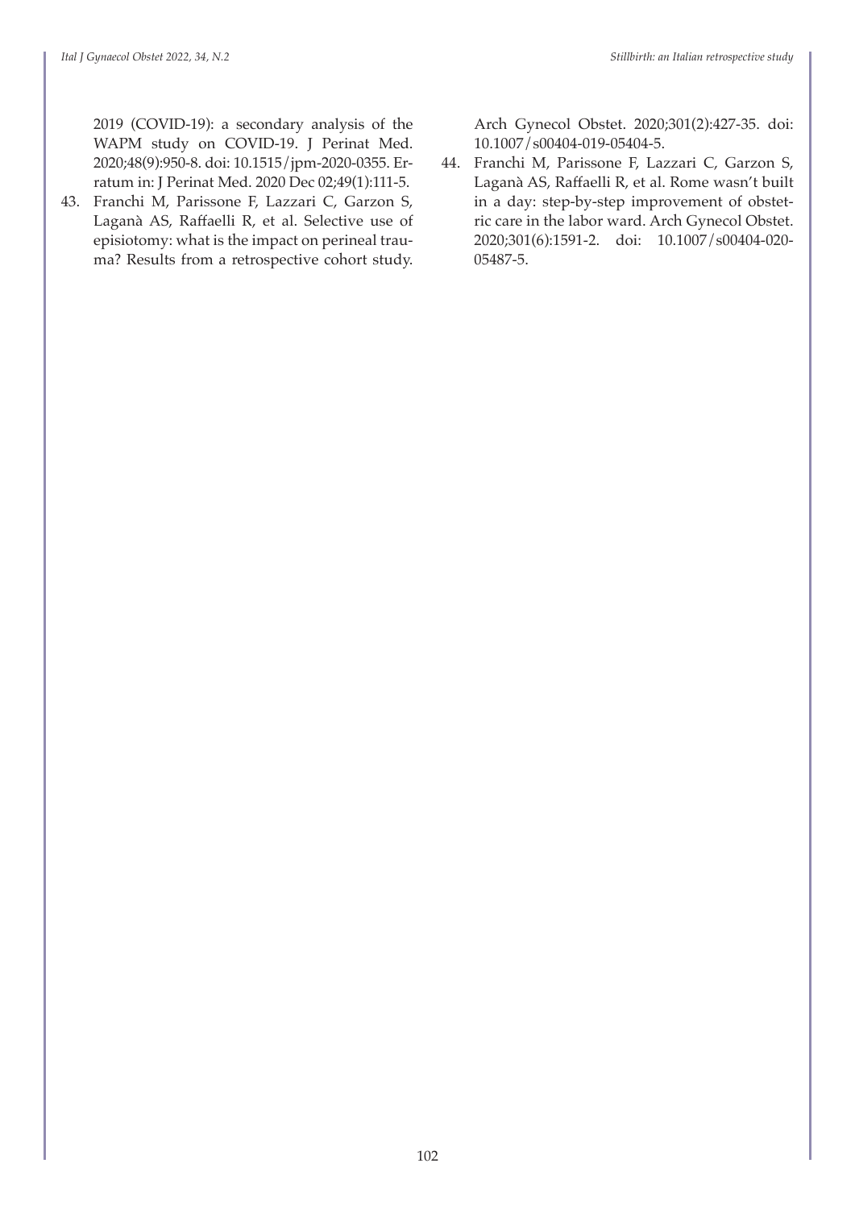2019 (COVID-19): a secondary analysis of the WAPM study on COVID-19. J Perinat Med. 2020;48(9):950-8. doi: 10.1515/jpm-2020-0355. Erratum in: J Perinat Med. 2020 Dec 02;49(1):111-5.

43. Franchi M, Parissone F, Lazzari C, Garzon S, Laganà AS, Raffaelli R, et al. Selective use of episiotomy: what is the impact on perineal trauma? Results from a retrospective cohort study. Arch Gynecol Obstet. 2020;301(2):427-35. doi: 10.1007/s00404-019-05404-5.
44. Franchi M, Parissone F, Lazzari C, Garzon S, Laganà AS, Raffaelli R, et al. Rome wasn't built in a day: step-by-step improvement of obstetric care in the labor ward. Arch Gynecol Obstet. 2020;301(6):1591-2. doi: 10.1007/s00404-020-05487-5.